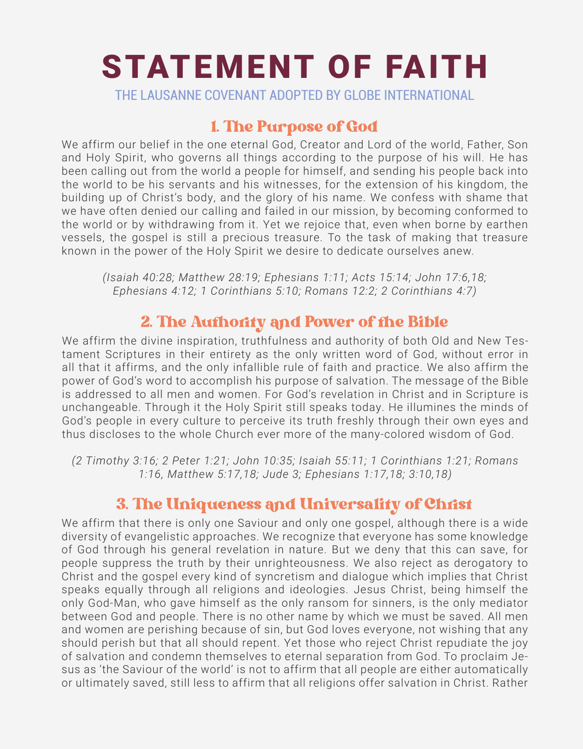# STATEMENT OF FAITH

THE LAUSANNE COVENANT ADOPTED BY GLOBE INTERNATIONAL

## 1. The Purpose of God

We affirm our belief in the one eternal God, Creator and Lord of the world, Father, Son and Holy Spirit, who governs all things according to the purpose of his will. He has been calling out from the world a people for himself, and sending his people back into the world to be his servants and his witnesses, for the extension of his kingdom, the building up of Christ's body, and the glory of his name. We confess with shame that we have often denied our calling and failed in our mission, by becoming conformed to the world or by withdrawing from it. Yet we rejoice that, even when borne by earthen vessels, the gospel is still a precious treasure. To the task of making that treasure known in the power of the Holy Spirit we desire to dedicate ourselves anew.

*(Isaiah 40:28; Matthew 28:19; Ephesians 1:11; Acts 15:14; John 17:6,18; Ephesians 4:12; 1 Corinthians 5:10; Romans 12:2; 2 Corinthians 4:7)*

## 2. The Authority and Power of the Bible

We affirm the divine inspiration, truthfulness and authority of both Old and New Testament Scriptures in their entirety as the only written word of God, without error in all that it affirms, and the only infallible rule of faith and practice. We also affirm the power of God's word to accomplish his purpose of salvation. The message of the Bible is addressed to all men and women. For God's revelation in Christ and in Scripture is unchangeable. Through it the Holy Spirit still speaks today. He illumines the minds of God's people in every culture to perceive its truth freshly through their own eyes and thus discloses to the whole Church ever more of the many-colored wisdom of God.

*(2 Timothy 3:16; 2 Peter 1:21; John 10:35; Isaiah 55:11; 1 Corinthians 1:21; Romans 1:16, Matthew 5:17,18; Jude 3; Ephesians 1:17,18; 3:10,18)*

## 3. The Uniqueness and Universality of Christ

We affirm that there is only one Saviour and only one gospel, although there is a wide diversity of evangelistic approaches. We recognize that everyone has some knowledge of God through his general revelation in nature. But we deny that this can save, for people suppress the truth by their unrighteousness. We also reject as derogatory to Christ and the gospel every kind of syncretism and dialogue which implies that Christ speaks equally through all religions and ideologies. Jesus Christ, being himself the only God-Man, who gave himself as the only ransom for sinners, is the only mediator between God and people. There is no other name by which we must be saved. All men and women are perishing because of sin, but God loves everyone, not wishing that any should perish but that all should repent. Yet those who reject Christ repudiate the joy of salvation and condemn themselves to eternal separation from God. To proclaim Jesus as 'the Saviour of the world' is not to affirm that all people are either automatically or ultimately saved, still less to affirm that all religions offer salvation in Christ. Rather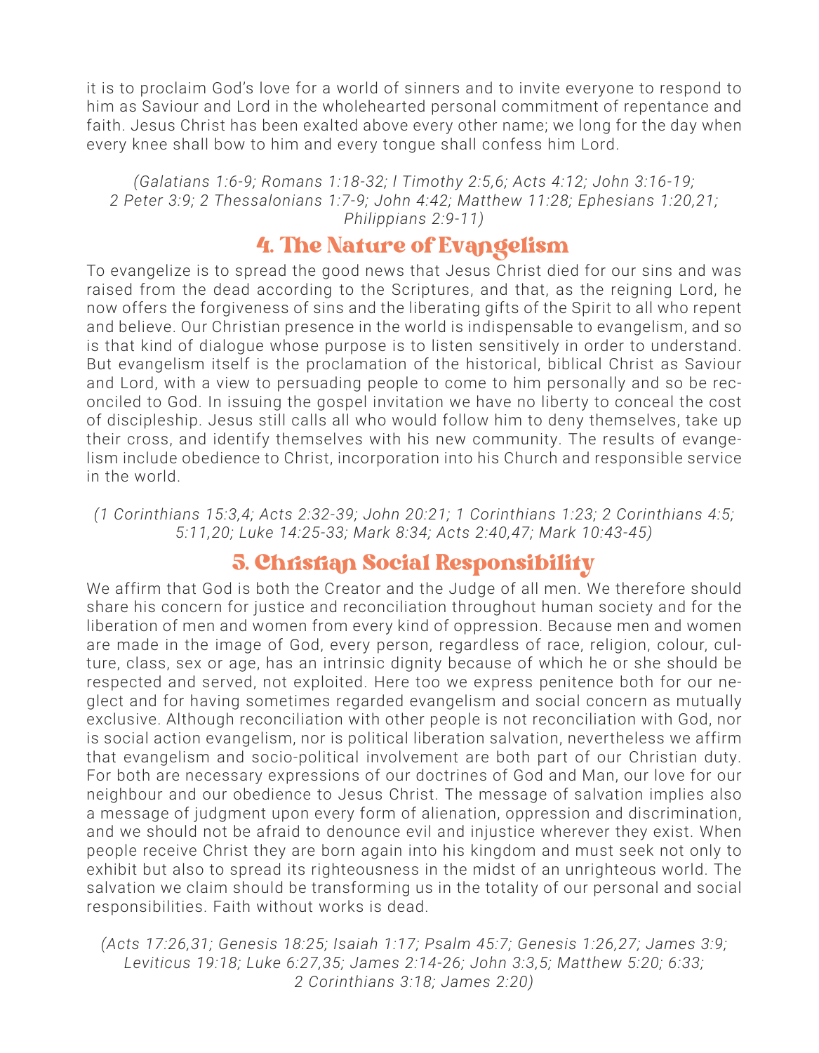it is to proclaim God's love for a world of sinners and to invite everyone to respond to him as Saviour and Lord in the wholehearted personal commitment of repentance and faith. Jesus Christ has been exalted above every other name; we long for the day when every knee shall bow to him and every tongue shall confess him Lord.

*(Galatians 1:6-9; Romans 1:18-32; I Timothy 2:5,6; Acts 4:12; John 3:16-19; 2 Peter 3:9; 2 Thessalonians 1:7-9; John 4:42; Matthew 11:28; Ephesians 1:20,21; Philippians 2:9-11)*

## 4. The Nature of Evangelism

To evangelize is to spread the good news that Jesus Christ died for our sins and was raised from the dead according to the Scriptures, and that, as the reigning Lord, he now offers the forgiveness of sins and the liberating gifts of the Spirit to all who repent and believe. Our Christian presence in the world is indispensable to evangelism, and so is that kind of dialogue whose purpose is to listen sensitively in order to understand. But evangelism itself is the proclamation of the historical, biblical Christ as Saviour and Lord, with a view to persuading people to come to him personally and so be reconciled to God. In issuing the gospel invitation we have no liberty to conceal the cost of discipleship. Jesus still calls all who would follow him to deny themselves, take up their cross, and identify themselves with his new community. The results of evangelism include obedience to Christ, incorporation into his Church and responsible service in the world.

*(1 Corinthians 15:3,4; Acts 2:32-39; John 20:21; 1 Corinthians 1:23; 2 Corinthians 4:5; 5:11,20; Luke 14:25-33; Mark 8:34; Acts 2:40,47; Mark 10:43-45)*

## 5. Christian Social Responsibility

We affirm that God is both the Creator and the Judge of all men. We therefore should share his concern for justice and reconciliation throughout human society and for the liberation of men and women from every kind of oppression. Because men and women are made in the image of God, every person, regardless of race, religion, colour, culture, class, sex or age, has an intrinsic dignity because of which he or she should be respected and served, not exploited. Here too we express penitence both for our neglect and for having sometimes regarded evangelism and social concern as mutually exclusive. Although reconciliation with other people is not reconciliation with God, nor is social action evangelism, nor is political liberation salvation, nevertheless we affirm that evangelism and socio-political involvement are both part of our Christian duty. For both are necessary expressions of our doctrines of God and Man, our love for our neighbour and our obedience to Jesus Christ. The message of salvation implies also a message of judgment upon every form of alienation, oppression and discrimination, and we should not be afraid to denounce evil and injustice wherever they exist. When people receive Christ they are born again into his kingdom and must seek not only to exhibit but also to spread its righteousness in the midst of an unrighteous world. The salvation we claim should be transforming us in the totality of our personal and social responsibilities. Faith without works is dead.

*(Acts 17:26,31; Genesis 18:25; Isaiah 1:17; Psalm 45:7; Genesis 1:26,27; James 3:9; Leviticus 19:18; Luke 6:27,35; James 2:14-26; John 3:3,5; Matthew 5:20; 6:33; 2 Corinthians 3:18; James 2:20)*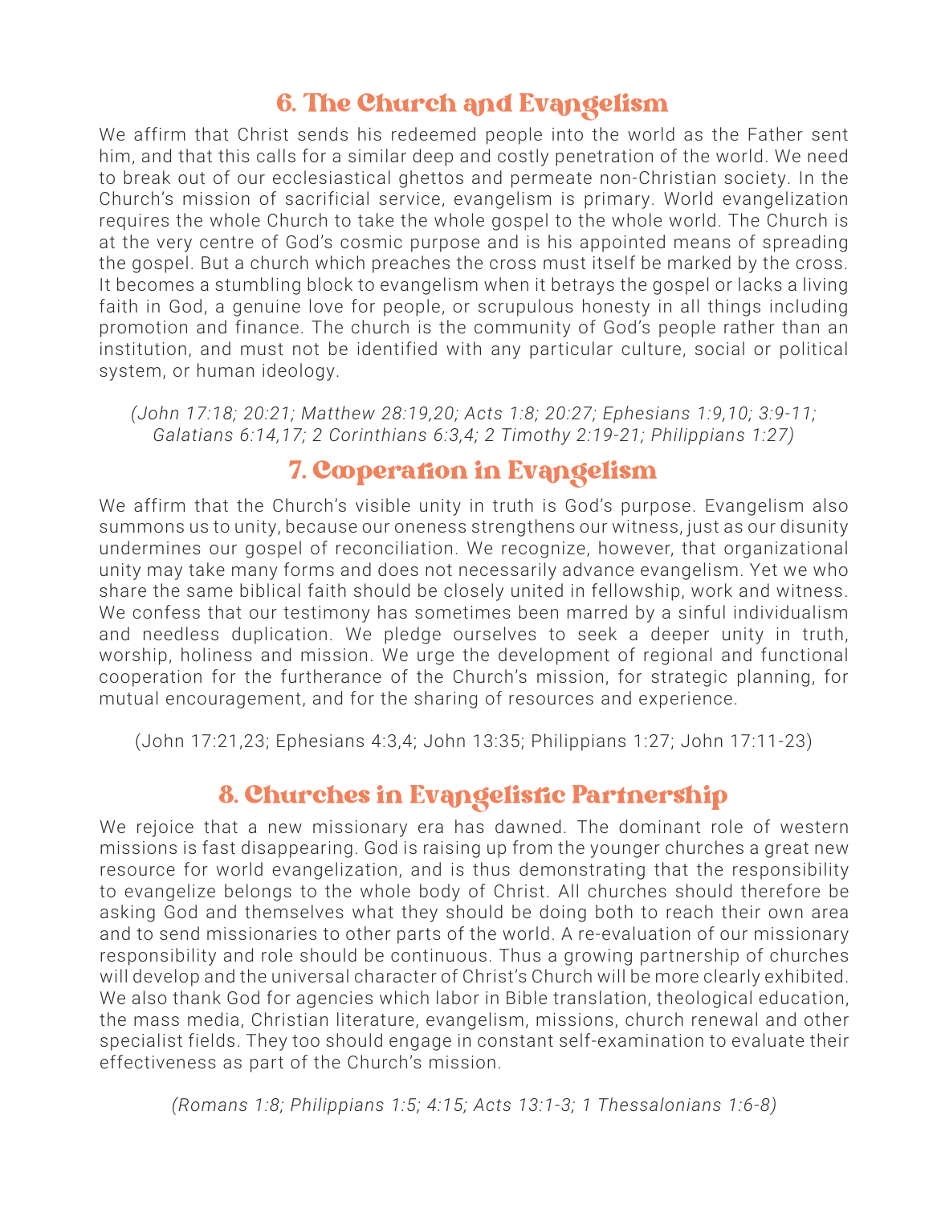## 6. The Church and Evangelism

We affirm that Christ sends his redeemed people into the world as the Father sent him, and that this calls for a similar deep and costly penetration of the world. We need to break out of our ecclesiastical ghettos and permeate non-Christian society. In the Church's mission of sacrificial service, evangelism is primary. World evangelization requires the whole Church to take the whole gospel to the whole world. The Church is at the very centre of God's cosmic purpose and is his appointed means of spreading the gospel. But a church which preaches the cross must itself be marked by the cross. It becomes a stumbling block to evangelism when it betrays the gospel or lacks a living faith in God, a genuine love for people, or scrupulous honesty in all things including promotion and finance. The church is the community of God's people rather than an institution, and must not be identified with any particular culture, social or political system, or human ideology.

*(John 17:18; 20:21; Matthew 28:19,20; Acts 1:8; 20:27; Ephesians 1:9,10; 3:9-11; Galatians 6:14,17; 2 Corinthians 6:3,4; 2 Timothy 2:19-21; Philippians 1:27)*

## 7. Cooperation in Evangelism

We affirm that the Church's visible unity in truth is God's purpose. Evangelism also summons us to unity, because our oneness strengthens our witness, just as our disunity undermines our gospel of reconciliation. We recognize, however, that organizational unity may take many forms and does not necessarily advance evangelism. Yet we who share the same biblical faith should be closely united in fellowship, work and witness. We confess that our testimony has sometimes been marred by a sinful individualism and needless duplication. We pledge ourselves to seek a deeper unity in truth, worship, holiness and mission. We urge the development of regional and functional cooperation for the furtherance of the Church's mission, for strategic planning, for mutual encouragement, and for the sharing of resources and experience.

(John 17:21,23; Ephesians 4:3,4; John 13:35; Philippians 1:27; John 17:11-23)

## 8. Churches in Evangelistic Partnership

We rejoice that a new missionary era has dawned. The dominant role of western missions is fast disappearing. God is raising up from the younger churches a great new resource for world evangelization, and is thus demonstrating that the responsibility to evangelize belongs to the whole body of Christ. All churches should therefore be asking God and themselves what they should be doing both to reach their own area and to send missionaries to other parts of the world. A re-evaluation of our missionary responsibility and role should be continuous. Thus a growing partnership of churches will develop and the universal character of Christ's Church will be more clearly exhibited. We also thank God for agencies which labor in Bible translation, theological education, the mass media, Christian literature, evangelism, missions, church renewal and other specialist fields. They too should engage in constant self-examination to evaluate their effectiveness as part of the Church's mission.

*(Romans 1:8; Philippians 1:5; 4:15; Acts 13:1-3; 1 Thessalonians 1:6-8)*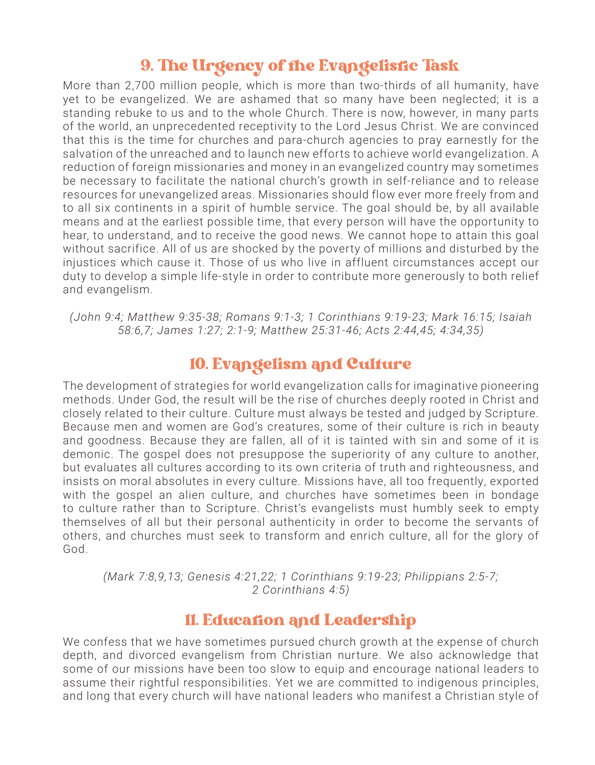## 9. The Urgency of the Evangelistic Task

More than 2,700 million people, which is more than two-thirds of all humanity, have yet to be evangelized. We are ashamed that so many have been neglected; it is a standing rebuke to us and to the whole Church. There is now, however, in many parts of the world, an unprecedented receptivity to the Lord Jesus Christ. We are convinced that this is the time for churches and para-church agencies to pray earnestly for the salvation of the unreached and to launch new efforts to achieve world evangelization. A reduction of foreign missionaries and money in an evangelized country may sometimes be necessary to facilitate the national church's growth in self-reliance and to release resources for unevangelized areas. Missionaries should flow ever more freely from and to all six continents in a spirit of humble service. The goal should be, by all available means and at the earliest possible time, that every person will have the opportunity to hear, to understand, and to receive the good news. We cannot hope to attain this goal without sacrifice. All of us are shocked by the poverty of millions and disturbed by the injustices which cause it. Those of us who live in affluent circumstances accept our duty to develop a simple life-style in order to contribute more generously to both relief and evangelism.

*(John 9:4; Matthew 9:35-38; Romans 9:1-3; 1 Corinthians 9:19-23; Mark 16:15; Isaiah 58:6,7; James 1:27; 2:1-9; Matthew 25:31-46; Acts 2:44,45; 4:34,35)*

## 10. Evangelism and Culture

The development of strategies for world evangelization calls for imaginative pioneering methods. Under God, the result will be the rise of churches deeply rooted in Christ and closely related to their culture. Culture must always be tested and judged by Scripture. Because men and women are God's creatures, some of their culture is rich in beauty and goodness. Because they are fallen, all of it is tainted with sin and some of it is demonic. The gospel does not presuppose the superiority of any culture to another, but evaluates all cultures according to its own criteria of truth and righteousness, and insists on moral absolutes in every culture. Missions have, all too frequently, exported with the gospel an alien culture, and churches have sometimes been in bondage to culture rather than to Scripture. Christ's evangelists must humbly seek to empty themselves of all but their personal authenticity in order to become the servants of others, and churches must seek to transform and enrich culture, all for the glory of God.

*(Mark 7:8,9,13; Genesis 4:21,22; 1 Corinthians 9:19-23; Philippians 2:5-7; 2 Corinthians 4:5)*

## 11. Education and Leadership

We confess that we have sometimes pursued church growth at the expense of church depth, and divorced evangelism from Christian nurture. We also acknowledge that some of our missions have been too slow to equip and encourage national leaders to assume their rightful responsibilities. Yet we are committed to indigenous principles, and long that every church will have national leaders who manifest a Christian style of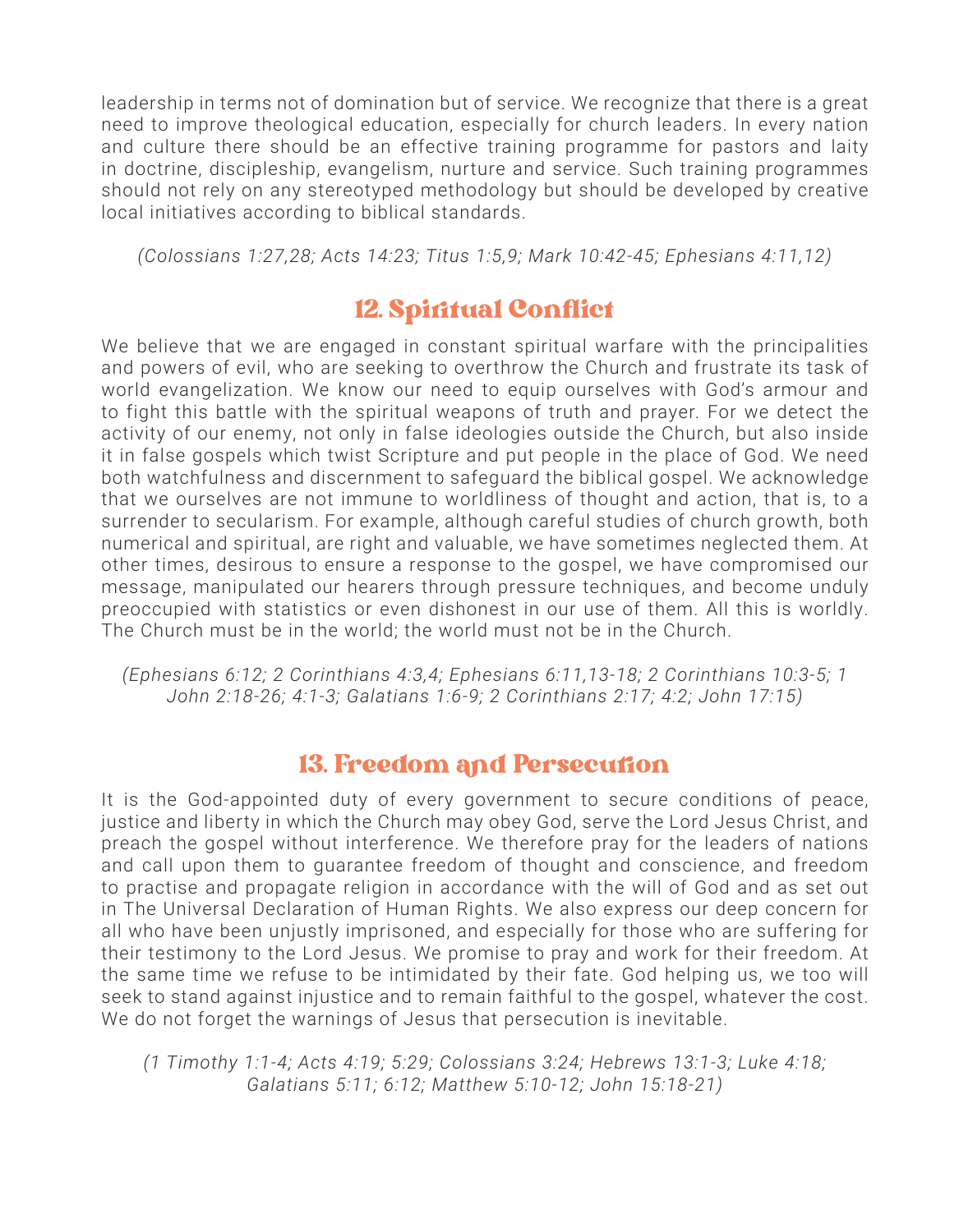leadership in terms not of domination but of service. We recognize that there is a great need to improve theological education, especially for church leaders. In every nation and culture there should be an effective training programme for pastors and laity in doctrine, discipleship, evangelism, nurture and service. Such training programmes should not rely on any stereotyped methodology but should be developed by creative local initiatives according to biblical standards.

*(Colossians 1:27,28; Acts 14:23; Titus 1:5,9; Mark 10:42-45; Ephesians 4:11,12)*

## 12. Spiritual Conflict

We believe that we are engaged in constant spiritual warfare with the principalities and powers of evil, who are seeking to overthrow the Church and frustrate its task of world evangelization. We know our need to equip ourselves with God's armour and to fight this battle with the spiritual weapons of truth and prayer. For we detect the activity of our enemy, not only in false ideologies outside the Church, but also inside it in false gospels which twist Scripture and put people in the place of God. We need both watchfulness and discernment to safeguard the biblical gospel. We acknowledge that we ourselves are not immune to worldliness of thought and action, that is, to a surrender to secularism. For example, although careful studies of church growth, both numerical and spiritual, are right and valuable, we have sometimes neglected them. At other times, desirous to ensure a response to the gospel, we have compromised our message, manipulated our hearers through pressure techniques, and become unduly preoccupied with statistics or even dishonest in our use of them. All this is worldly. The Church must be in the world; the world must not be in the Church.

*(Ephesians 6:12; 2 Corinthians 4:3,4; Ephesians 6:11,13-18; 2 Corinthians 10:3-5; 1 John 2:18-26; 4:1-3; Galatians 1:6-9; 2 Corinthians 2:17; 4:2; John 17:15)*

## 13. Freedom and Persecution

It is the God-appointed duty of every government to secure conditions of peace, justice and liberty in which the Church may obey God, serve the Lord Jesus Christ, and preach the gospel without interference. We therefore pray for the leaders of nations and call upon them to guarantee freedom of thought and conscience, and freedom to practise and propagate religion in accordance with the will of God and as set out in The Universal Declaration of Human Rights. We also express our deep concern for all who have been unjustly imprisoned, and especially for those who are suffering for their testimony to the Lord Jesus. We promise to pray and work for their freedom. At the same time we refuse to be intimidated by their fate. God helping us, we too will seek to stand against injustice and to remain faithful to the gospel, whatever the cost. We do not forget the warnings of Jesus that persecution is inevitable.

*(1 Timothy 1:1-4; Acts 4:19; 5:29; Colossians 3:24; Hebrews 13:1-3; Luke 4:18; Galatians 5:11; 6:12; Matthew 5:10-12; John 15:18-21)*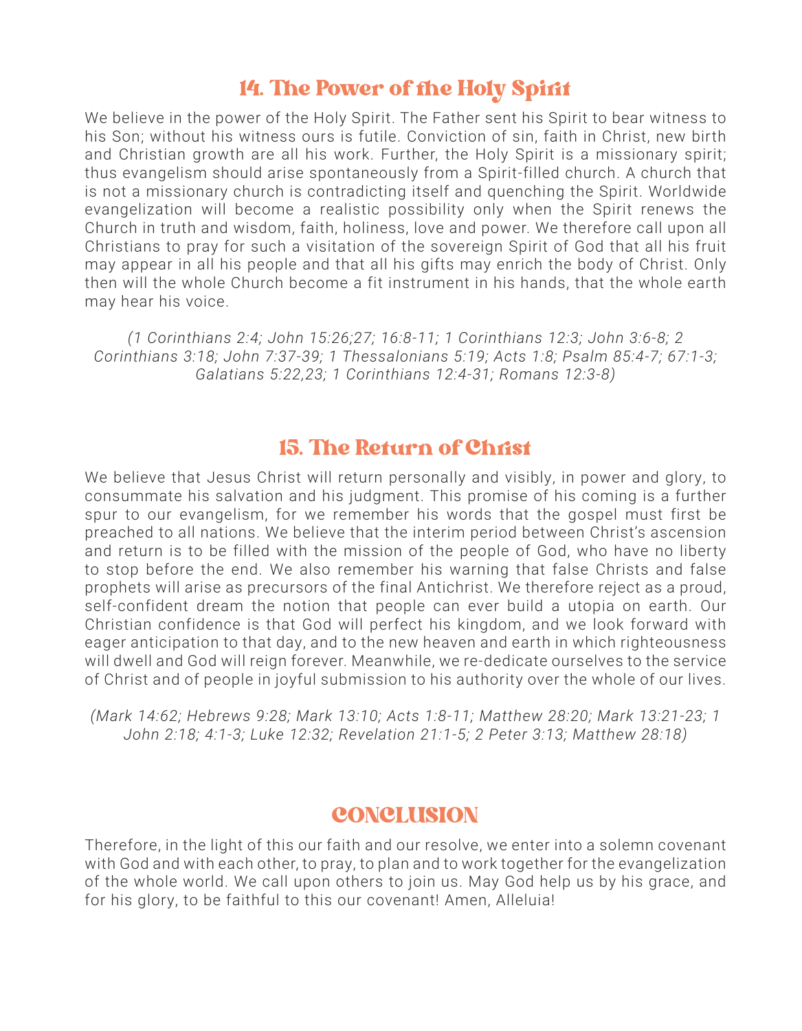## 14. The Power of the Holy Spirit

We believe in the power of the Holy Spirit. The Father sent his Spirit to bear witness to his Son; without his witness ours is futile. Conviction of sin, faith in Christ, new birth and Christian growth are all his work. Further, the Holy Spirit is a missionary spirit; thus evangelism should arise spontaneously from a Spirit-filled church. A church that is not a missionary church is contradicting itself and quenching the Spirit. Worldwide evangelization will become a realistic possibility only when the Spirit renews the Church in truth and wisdom, faith, holiness, love and power. We therefore call upon all Christians to pray for such a visitation of the sovereign Spirit of God that all his fruit may appear in all his people and that all his gifts may enrich the body of Christ. Only then will the whole Church become a fit instrument in his hands, that the whole earth may hear his voice.

*(1 Corinthians 2:4; John 15:26;27; 16:8-11; 1 Corinthians 12:3; John 3:6-8; 2 Corinthians 3:18; John 7:37-39; 1 Thessalonians 5:19; Acts 1:8; Psalm 85:4-7; 67:1-3; Galatians 5:22,23; 1 Corinthians 12:4-31; Romans 12:3-8)*

## 15. The Return of Christ

We believe that Jesus Christ will return personally and visibly, in power and glory, to consummate his salvation and his judgment. This promise of his coming is a further spur to our evangelism, for we remember his words that the gospel must first be preached to all nations. We believe that the interim period between Christ's ascension and return is to be filled with the mission of the people of God, who have no liberty to stop before the end. We also remember his warning that false Christs and false prophets will arise as precursors of the final Antichrist. We therefore reject as a proud, self-confident dream the notion that people can ever build a utopia on earth. Our Christian confidence is that God will perfect his kingdom, and we look forward with eager anticipation to that day, and to the new heaven and earth in which righteousness will dwell and God will reign forever. Meanwhile, we re-dedicate ourselves to the service of Christ and of people in joyful submission to his authority over the whole of our lives.

*(Mark 14:62; Hebrews 9:28; Mark 13:10; Acts 1:8-11; Matthew 28:20; Mark 13:21-23; 1 John 2:18; 4:1-3; Luke 12:32; Revelation 21:1-5; 2 Peter 3:13; Matthew 28:18)*

## CONCLUSION

Therefore, in the light of this our faith and our resolve, we enter into a solemn covenant with God and with each other, to pray, to plan and to work together for the evangelization of the whole world. We call upon others to join us. May God help us by his grace, and for his glory, to be faithful to this our covenant! Amen, Alleluia!